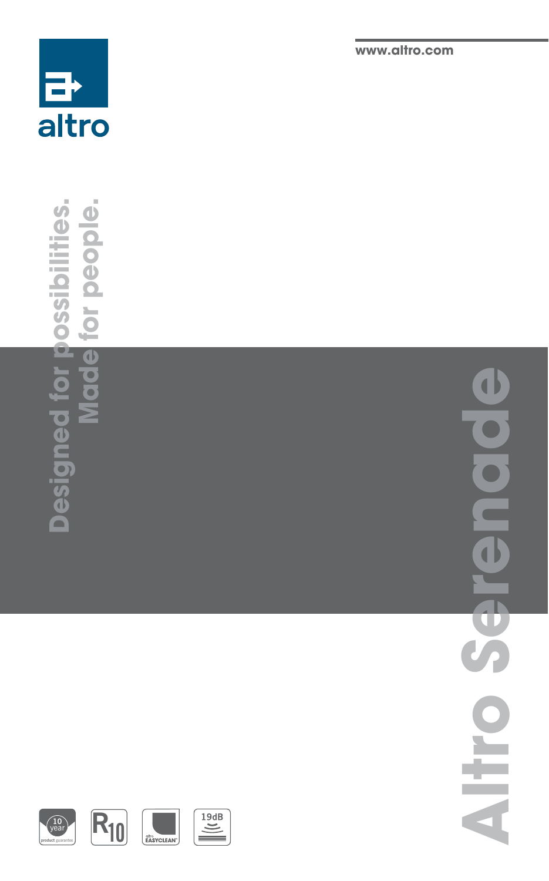altro

www.altro.com

# Altro Serenade

**Designed for possibilities.**
**Made for people.**

10 year product guarantee

R10

altro EASYCLEAN

19dB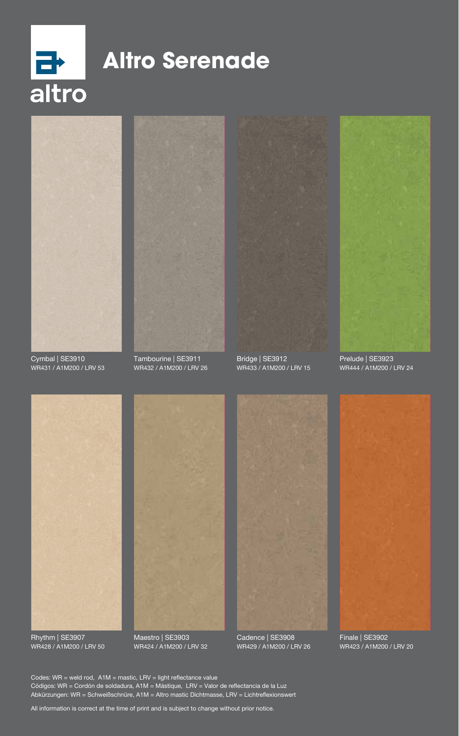# Altro Serenade

altro

Cymbal | SE3910
WR431 / A1M200 / LRV 53

Tambourine | SE3911
WR432 / A1M200 / LRV 26

Bridge | SE3912
WR433 / A1M200 / LRV 15

Prelude | SE3923
WR444 / A1M200 / LRV 24

Rhythm | SE3907
WR428 / A1M200 / LRV 50

Maestro | SE3903
WR424 / A1M200 / LRV 32

Cadence | SE3908
WR429 / A1M200 / LRV 26

Finale | SE3902
WR423 / A1M200 / LRV 20

Codes: WR = weld rod, A1M = mastic, LRV = light reflectance value
Códigos: WR = Cordón de soldadura, A1M = Mástique, LRV = Valor de reflectancia de la Luz
Abkürzungen: WR = Schweißschnüre, A1M = Altro mastic Dichtmasse, LRV = Lichtreflexionswert

All information is correct at the time of print and is subject to change without prior notice.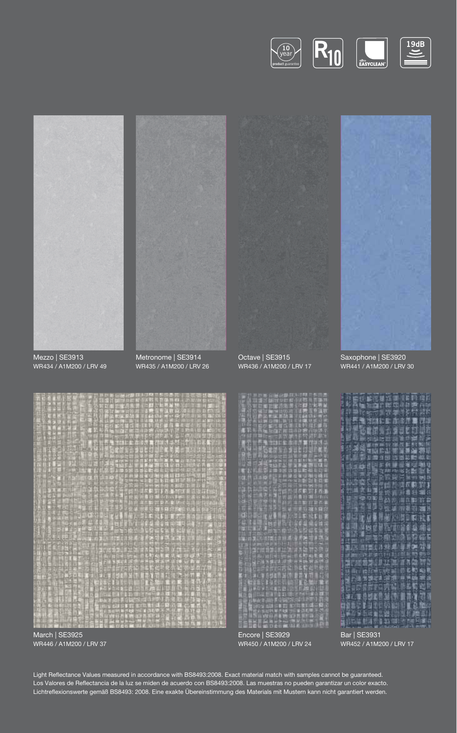10 year product guarantee

R10

altro EASYCLEAN

19dB

Mezzo | SE3913
WR434 / A1M200 / LRV 49

Metronome | SE3914
WR435 / A1M200 / LRV 26

Octave | SE3915
WR436 / A1M200 / LRV 17

Saxophone | SE3920
WR441 / A1M200 / LRV 30

March | SE3925
WR446 / A1M200 / LRV 37

Encore | SE3929
WR450 / A1M200 / LRV 24

Bar | SE3931
WR452 / A1M200 / LRV 17

Light Reflectance Values measured in accordance with BS8493:2008. Exact material match with samples cannot be guaranteed.
Los Valores de Reflectancia de la luz se miden de acuerdo con BS8493:2008. Las muestras no pueden garantizar un color exacto.
Lichtreflexionswerte gemäß BS8493: 2008. Eine exakte Übereinstimmung des Materials mit Mustern kann nicht garantiert werden.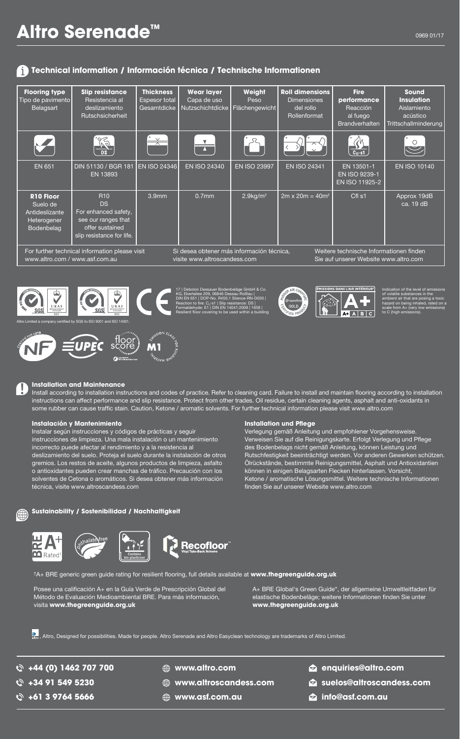# Altro Serenade™

0969 01/17

## Technical information / Información técnica / Technische Informationen

| Flooring type<br>Tipo de pavimento<br>Belagsart | Slip resistance<br>Resistencia al deslizamiento<br>Rutschsicherheit | Thickness<br>Espesor total<br>Gesamtdicke | Wear layer<br>Capa de uso<br>Nutzschichtdicke | Weight<br>Peso<br>Flächengewicht | Roll dimensions<br>Dimensiones del rollo<br>Rollenformat | Fire performance<br>Reacción al fuego<br>Brandverhalten | Sound Insulation<br>Aislamiento acústico<br>Trittschallminderung |
|---|---|---|---|---|---|---|---|
| | DS | | | | | $C_{fl}$-s1 | |
| EN 651 | DIN 51130 / BGR 181<br>EN 13893 | EN ISO 24346 | EN ISO 24340 | EN ISO 23997 | EN ISO 24341 | EN 13501-1<br>EN ISO 9239-1<br>EN ISO 11925-2 | EN ISO 10140 |
| **R10 Floor**<br>Suelo de Antideslizante<br>Heterogener Bodenbelag | R10<br>DS<br>For enhanced safety, see our ranges that offer sustained slip resistance for life. | 3.9mm | 0.7mm | 2.9kg/m² | 2m x 20m = 40m² | Cfl s1 | Approx 19dB<br>ca. 19 dB |

For further technical information please visit www.altro.com / www.asf.com.au

Si desea obtener más información técnica, visite www.altroscandess.com

Weitere technische Informationen finden Sie auf unserer Website www.altro.com

17 | Debolon Dessauer Bodenbeläge GmbH & Co. KG, Ebertallee 209, 06846 Dessau-Roßlau | DIN EN 651 | DOP-No. R450.1 Silence-RN-D030 | Reaction to fire: $C_{fl}$-s1 | Slip resistance: DS | Formaldehyde: E1 | DIN EN 14041:2008 | 1658 | Resilient floor covering to be used within a building

EMISSIONS DANS L'AIR INTÉRIEUR* A+ A+ A B C

Indication of the level of emissions of volatile substances in the ambient air that are posing a toxic hazard on being inhaled, rated on a scale from A+ (very low emissions) to C (high emissions).

Altro Limited a company certified by SGS to ISO 9001 and ISO 14001.

### Installation and Maintenance

Install according to installation instructions and codes of practice. Refer to cleaning card. Failure to install and maintain flooring according to installation instructions can affect performance and slip resistance. Protect from other trades. Oil residue, certain cleaning agents, asphalt and anti-oxidants in some rubber can cause traffic stain. Caution, Ketone / aromatic solvents. For further technical information please visit www.altro.com

### Instalación y Mantenimiento

Instalar según instrucciones y códigos de prácticas y seguir instrucciones de limpieza. Una mala instalación o un mantenimiento incorrecto puede afectar al rendimiento y a la resistencia al deslizamiento del suelo. Proteja el suelo durante la instalación de otros gremios. Los restos de aceite, algunos productos de limpieza, asfalto o antioxidantes pueden crear manchas de tráfico. Precaución con los solventes de Cetona o aromáticos. Si desea obtener más información técnica, visite www.altroscandess.com

### Installation und Pflege

Verlegung gemäß Anleitung und empfohlener Vorgehensweise. Verweisen Sie auf die Reinigungskarte. Erfolgt Verlegung und Pflege des Bodenbelags nicht gemäß Anleitung, können Leistung und Rutschfestigkeit beeinträchtigt werden. Vor anderen Gewerken schützen. Ölrückstände, bestimmte Reinigungsmittel, Asphalt und Antioxidantien können in einigen Belagsarten Flecken hinterlassen. Vorsicht, Ketone / aromatische Lösungsmittel. Weitere technische Informationen finden Sie auf unserer Website www.altro.com

## Sustainability / Sostenibilidad / Nachhaltigkeit

BRE A+ Rated† | phthalate free | Contains bio-plasticiser | Recofloor Vinyl Take-Back Scheme

†A+ BRE generic green guide rating for resilient flooring, full details available at **www.thegreenguide.org.uk**

Posee una calificación A+ en la Guía Verde de Prescripción Global del Método de Evaluación Medioambiental BRE. Para más información, visita **www.thegreenguide.org.uk**

A+ BRE Global's Green Guide", der allgemeine Umweltleitfaden für elastische Bodenbeläge; weitere Informationen finden Sie unter **www.thegreenguide.org.uk**

Altro, Designed for possibilities. Made for people. Altro Serenade and Altro Easyclean technology are trademarks of Altro Limited.

**+44 (0) 1462 707 700** | **www.altro.com** | **enquiries@altro.com**

**+34 91 549 5230** | **www.altroscandess.com** | **suelos@altroscandess.com**

**+61 3 9764 5666** | **www.asf.com.au** | **info@asf.com.au**